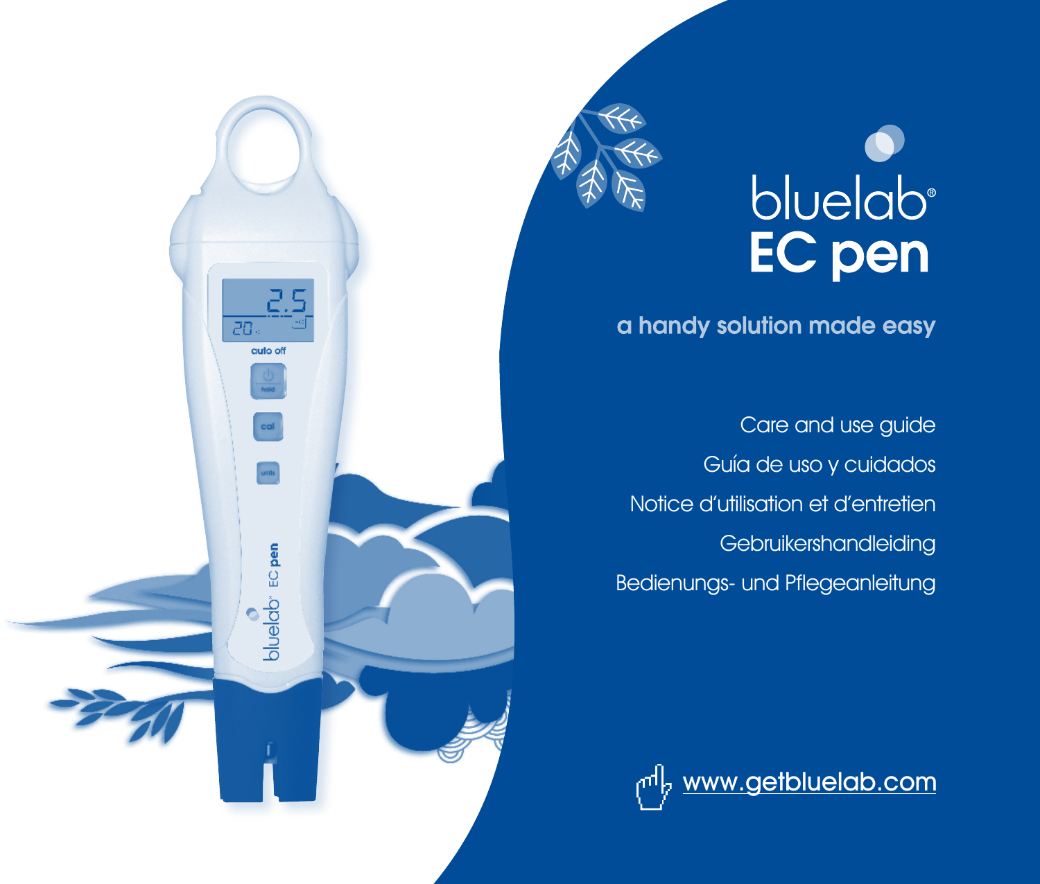# bluelab® EC pen

**a handy solution made easy**

Care and use guide

Guía de uso y cuidados

Notice d'utilisation et d'entretien

Gebruikershandleiding

Bedienungs- und Pflegeanleitung

www.getbluelab.com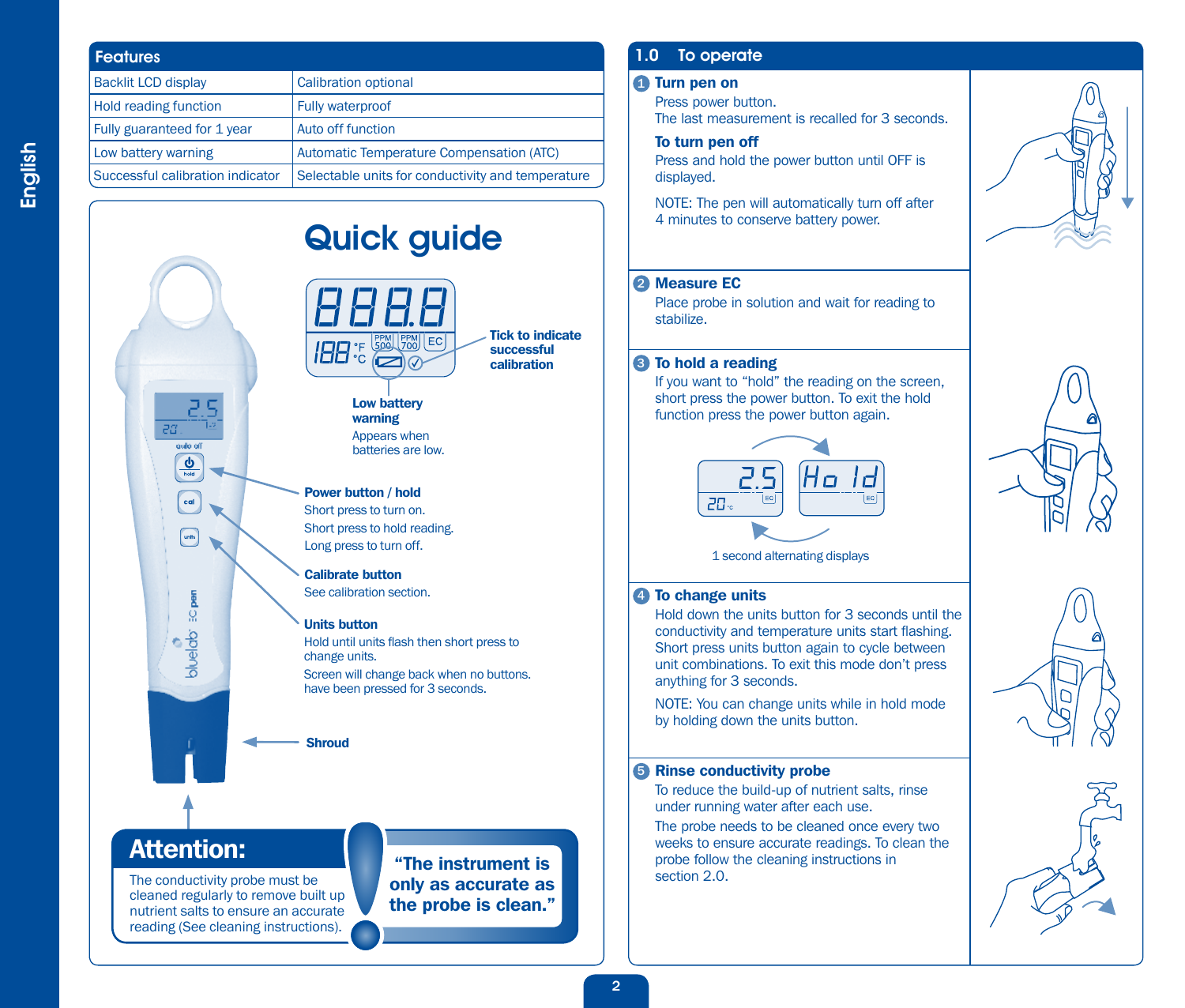English

## Features

| | |
|---|---|
| Backlit LCD display | Calibration optional |
| Hold reading function | Fully waterproof |
| Fully guaranteed for 1 year | Auto off function |
| Low battery warning | Automatic Temperature Compensation (ATC) |
| Successful calibration indicator | Selectable units for conductivity and temperature |

# Quick guide

**Tick to indicate successful calibration**

**Low battery warning**
Appears when batteries are low.

**Power button / hold**
Short press to turn on.
Short press to hold reading.
Long press to turn off.

**Calibrate button**
See calibration section.

**Units button**
Hold until units flash then short press to change units.
Screen will change back when no buttons. have been pressed for 3 seconds.

**Shroud**

## Attention:

The conductivity probe must be cleaned regularly to remove built up nutrient salts to ensure an accurate reading (See cleaning instructions).

**"The instrument is only as accurate as the probe is clean."**

## 1.0 To operate

### 1 Turn pen on

Press power button.
The last measurement is recalled for 3 seconds.

**To turn pen off**

Press and hold the power button until OFF is displayed.

NOTE: The pen will automatically turn off after 4 minutes to conserve battery power.

### 2 Measure EC

Place probe in solution and wait for reading to stabilize.

### 3 To hold a reading

If you want to "hold" the reading on the screen, short press the power button. To exit the hold function press the power button again.

1 second alternating displays

### 4 To change units

Hold down the units button for 3 seconds until the conductivity and temperature units start flashing. Short press units button again to cycle between unit combinations. To exit this mode don't press anything for 3 seconds.

NOTE: You can change units while in hold mode by holding down the units button.

### 5 Rinse conductivity probe

To reduce the build-up of nutrient salts, rinse under running water after each use.

The probe needs to be cleaned once every two weeks to ensure accurate readings. To clean the probe follow the cleaning instructions in section 2.0.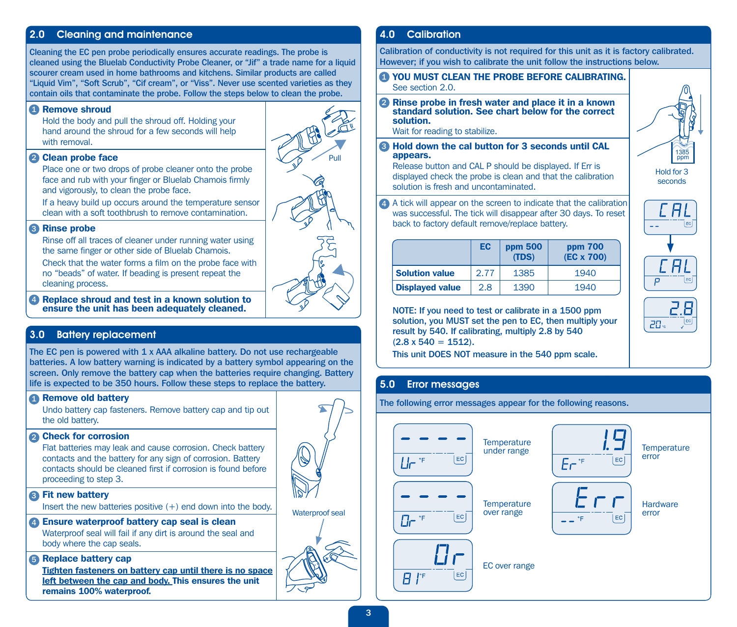## 2.0 Cleaning and maintenance

**Cleaning the EC pen probe periodically ensures accurate readings. The probe is cleaned using the Bluelab Conductivity Probe Cleaner, or "Jif" a trade name for a liquid scourer cream used in home bathrooms and kitchens. Similar products are called "Liquid Vim", "Soft Scrub", "Cif cream", or "Viss". Never use scented varieties as they contain oils that contaminate the probe. Follow the steps below to clean the probe.**

1. **Remove shroud**
   Hold the body and pull the shroud off. Holding your hand around the shroud for a few seconds will help with removal.

2. **Clean probe face**
   Place one or two drops of probe cleaner onto the probe face and rub with your finger or Bluelab Chamois firmly and vigorously, to clean the probe face.
   If a heavy build up occurs around the temperature sensor clean with a soft toothbrush to remove contamination.

3. **Rinse probe**
   Rinse off all traces of cleaner under running water using the same finger or other side of Bluelab Chamois.
   Check that the water forms a film on the probe face with no "beads" of water. If beading is present repeat the cleaning process.

4. **Replace shroud and test in a known solution to ensure the unit has been adequately cleaned.**

Pull

## 3.0 Battery replacement

**The EC pen is powered with 1 x AAA alkaline battery. Do not use rechargeable batteries. A low battery warning is indicated by a battery symbol appearing on the screen. Only remove the battery cap when the batteries require changing. Battery life is expected to be 350 hours. Follow these steps to replace the battery.**

1. **Remove old battery**
   Undo battery cap fasteners. Remove battery cap and tip out the old battery.

2. **Check for corrosion**
   Flat batteries may leak and cause corrosion. Check battery contacts and the battery for any sign of corrosion. Battery contacts should be cleaned first if corrosion is found before proceeding to step 3.

3. **Fit new battery**
   Insert the new batteries positive (+) end down into the body.

4. **Ensure waterproof battery cap seal is clean**
   Waterproof seal will fail if any dirt is around the seal and body where the cap seals.

5. **Replace battery cap**
   **Tighten fasteners on battery cap until there is no space left between the cap and body. This ensures the unit remains 100% waterproof.**

Waterproof seal

## 4.0 Calibration

**Calibration of conductivity is not required for this unit as it is factory calibrated. However; if you wish to calibrate the unit follow the instructions below.**

1. **YOU MUST CLEAN THE PROBE BEFORE CALIBRATING.**
   See section 2.0.

2. **Rinse probe in fresh water and place it in a known standard solution. See chart below for the correct solution.**
   Wait for reading to stabilize.

3. **Hold down the cal button for 3 seconds until CAL appears.**
   Release button and CAL P should be displayed. If Err is displayed check the probe is clean and that the calibration solution is fresh and uncontaminated.

4. A tick will appear on the screen to indicate that the calibration was successful. The tick will disappear after 30 days. To reset back to factory default remove/replace battery.

| | EC | ppm 500 (TDS) | ppm 700 (EC x 700) |
|---|---|---|---|
| **Solution value** | 2.77 | 1385 | 1940 |
| **Displayed value** | 2.8 | 1390 | 1940 |

**NOTE: If you need to test or calibrate in a 1500 ppm solution, you MUST set the pen to EC, then multiply your result by 540. If calibrating, multiply 2.8 by 540 (2.8 x 540 = 1512).**

**This unit DOES NOT measure in the 540 ppm scale.**

1385 ppm

Hold for 3 seconds

CAL --

CAL P

2.8 20°C

## 5.0 Error messages

**The following error messages appear for the following reasons.**

| Display | Meaning |
|---|---|
| - - - - Ur °F | Temperature under range |
| - - - - Or °F | Temperature over range |
| Or 81°F | EC over range |
| 1.9 Er °F | Temperature error |
| Err -- °F | Hardware error |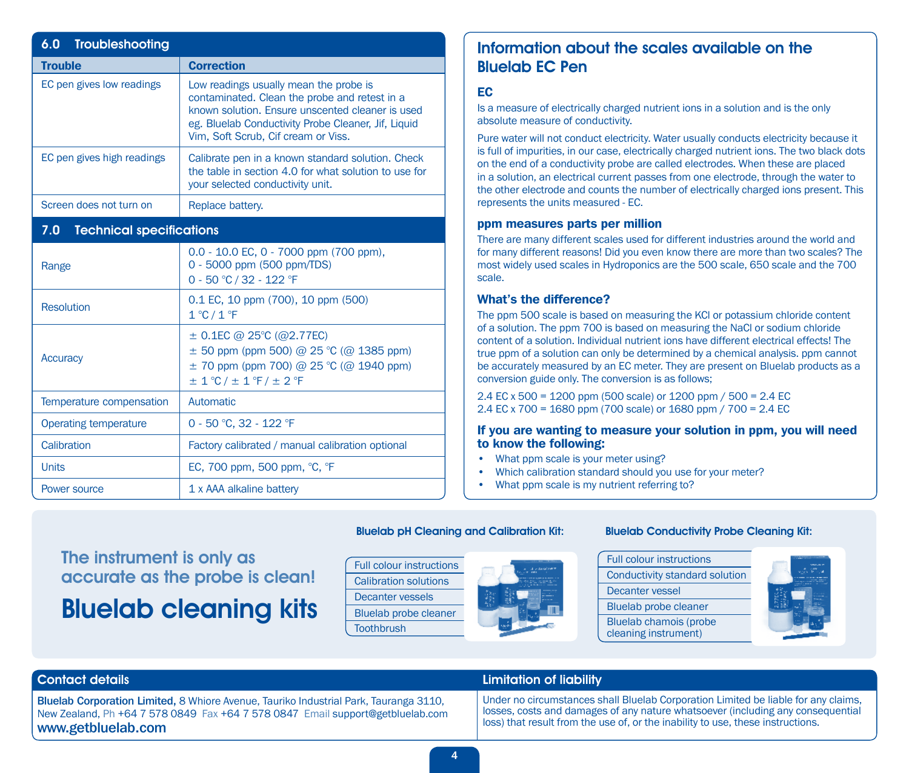## 6.0 Troubleshooting

| Trouble | Correction |
|---|---|
| EC pen gives low readings | Low readings usually mean the probe is contaminated. Clean the probe and retest in a known solution. Ensure unscented cleaner is used eg. Bluelab Conductivity Probe Cleaner, Jif, Liquid Vim, Soft Scrub, Cif cream or Viss. |
| EC pen gives high readings | Calibrate pen in a known standard solution. Check the table in section 4.0 for what solution to use for your selected conductivity unit. |
| Screen does not turn on | Replace battery. |

## 7.0 Technical specifications

| | |
|---|---|
| Range | 0.0 - 10.0 EC, 0 - 7000 ppm (700 ppm), 0 - 5000 ppm (500 ppm/TDS) 0 - 50 °C / 32 - 122 °F |
| Resolution | 0.1 EC, 10 ppm (700), 10 ppm (500) 1 °C / 1 °F |
| Accuracy | ± 0.1EC @ 25°C (@2.77EC) ± 50 ppm (ppm 500) @ 25 °C (@ 1385 ppm) ± 70 ppm (ppm 700) @ 25 °C (@ 1940 ppm) ± 1 °C / ± 1 °F / ± 2 °F |
| Temperature compensation | Automatic |
| Operating temperature | 0 - 50 °C, 32 - 122 °F |
| Calibration | Factory calibrated / manual calibration optional |
| Units | EC, 700 ppm, 500 ppm, °C, °F |
| Power source | 1 x AAA alkaline battery |

## Information about the scales available on the Bluelab EC Pen

### EC

Is a measure of electrically charged nutrient ions in a solution and is the only absolute measure of conductivity.

Pure water will not conduct electricity. Water usually conducts electricity because it is full of impurities, in our case, electrically charged nutrient ions. The two black dots on the end of a conductivity probe are called electrodes. When these are placed in a solution, an electrical current passes from one electrode, through the water to the other electrode and counts the number of electrically charged ions present. This represents the units measured - EC.

### ppm measures parts per million

There are many different scales used for different industries around the world and for many different reasons! Did you even know there are more than two scales? The most widely used scales in Hydroponics are the 500 scale, 650 scale and the 700 scale.

### What's the difference?

The ppm 500 scale is based on measuring the KCl or potassium chloride content of a solution. The ppm 700 is based on measuring the NaCl or sodium chloride content of a solution. Individual nutrient ions have different electrical effects! The true ppm of a solution can only be determined by a chemical analysis. ppm cannot be accurately measured by an EC meter. They are present on Bluelab products as a conversion guide only. The conversion is as follows;

2.4 EC x 500 = 1200 ppm (500 scale) or 1200 ppm / 500 = 2.4 EC
2.4 EC x 700 = 1680 ppm (700 scale) or 1680 ppm / 700 = 2.4 EC

### If you are wanting to measure your solution in ppm, you will need to know the following:

- What ppm scale is your meter using?
- Which calibration standard should you use for your meter?
- What ppm scale is my nutrient referring to?

The instrument is only as accurate as the probe is clean!

## Bluelab cleaning kits

**Bluelab pH Cleaning and Calibration Kit:**

- Full colour instructions
- Calibration solutions
- Decanter vessels
- Bluelab probe cleaner
- Toothbrush

**Bluelab Conductivity Probe Cleaning Kit:**

- Full colour instructions
- Conductivity standard solution
- Decanter vessel
- Bluelab probe cleaner
- Bluelab chamois (probe cleaning instrument)

## Contact details

**Bluelab Corporation Limited,** 8 Whiore Avenue, Tauriko Industrial Park, Tauranga 3110, New Zealand, Ph +64 7 578 0849 Fax +64 7 578 0847 Email support@getbluelab.com
**www.getbluelab.com**

## Limitation of liability

Under no circumstances shall Bluelab Corporation Limited be liable for any claims, losses, costs and damages of any nature whatsoever (including any consequential loss) that result from the use of, or the inability to use, these instructions.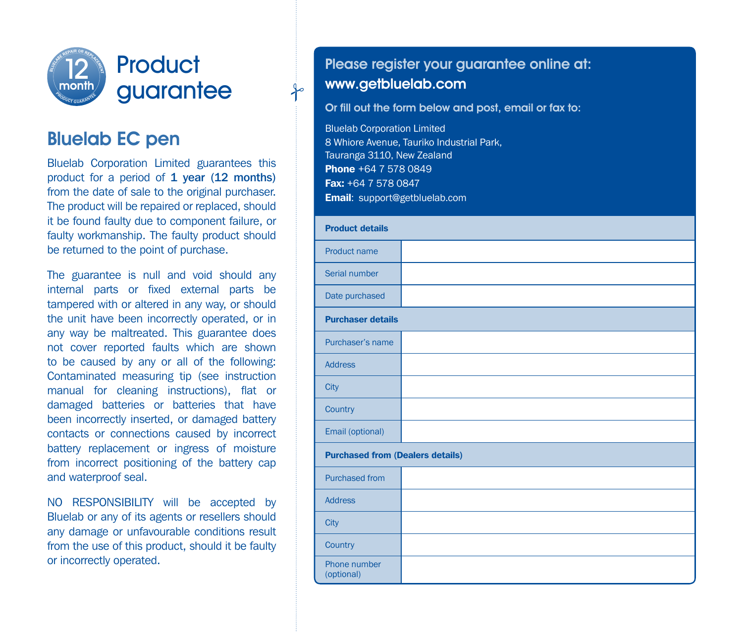# Product guarantee

## Bluelab EC pen

Bluelab Corporation Limited guarantees this product for a period of **1 year (12 months)** from the date of sale to the original purchaser. The product will be repaired or replaced, should it be found faulty due to component failure, or faulty workmanship. The faulty product should be returned to the point of purchase.

The guarantee is null and void should any internal parts or fixed external parts be tampered with or altered in any way, or should the unit have been incorrectly operated, or in any way be maltreated. This guarantee does not cover reported faults which are shown to be caused by any or all of the following: Contaminated measuring tip (see instruction manual for cleaning instructions), flat or damaged batteries or batteries that have been incorrectly inserted, or damaged battery contacts or connections caused by incorrect battery replacement or ingress of moisture from incorrect positioning of the battery cap and waterproof seal.

NO RESPONSIBILITY will be accepted by Bluelab or any of its agents or resellers should any damage or unfavourable conditions result from the use of this product, should it be faulty or incorrectly operated.

## Please register your guarantee online at: www.getbluelab.com

**Or fill out the form below and post, email or fax to:**

Bluelab Corporation Limited
8 Whiore Avenue, Tauriko Industrial Park,
Tauranga 3110, New Zealand
**Phone** +64 7 578 0849
**Fax:** +64 7 578 0847
**Email**: support@getbluelab.com

| **Product details** | |
|---|---|
| Product name | |
| Serial number | |
| Date purchased | |
| **Purchaser details** | |
| Purchaser's name | |
| Address | |
| City | |
| Country | |
| Email (optional) | |
| **Purchased from (Dealers details)** | |
| Purchased from | |
| Address | |
| City | |
| Country | |
| Phone number (optional) | |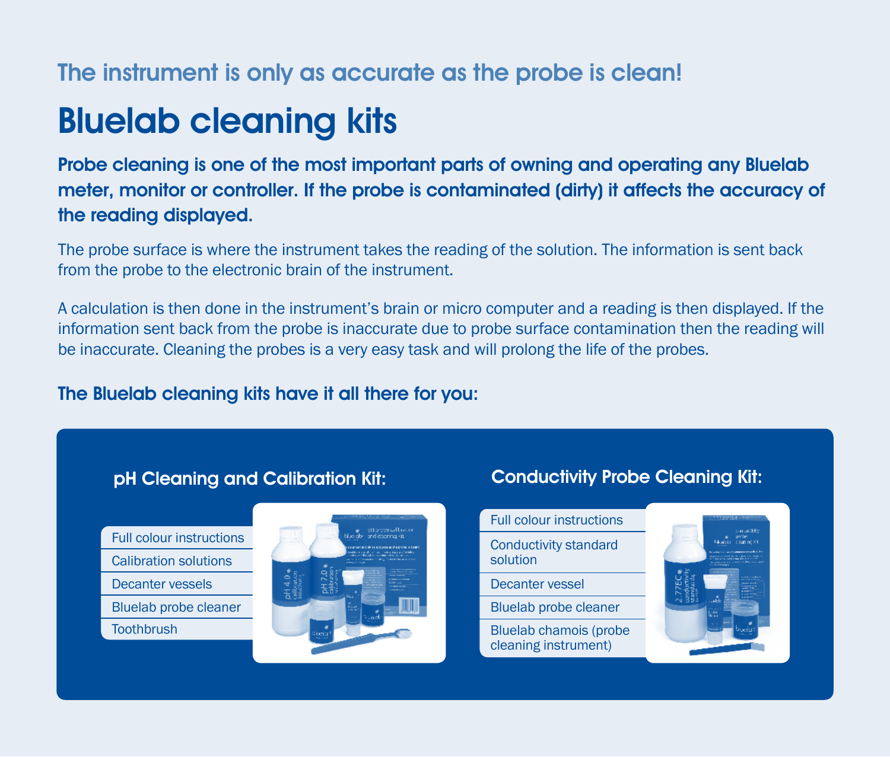The instrument is only as accurate as the probe is clean!

# Bluelab cleaning kits

**Probe cleaning is one of the most important parts of owning and operating any Bluelab meter, monitor or controller. If the probe is contaminated (dirty) it affects the accuracy of the reading displayed.**

The probe surface is where the instrument takes the reading of the solution. The information is sent back from the probe to the electronic brain of the instrument.

A calculation is then done in the instrument's brain or micro computer and a reading is then displayed. If the information sent back from the probe is inaccurate due to probe surface contamination then the reading will be inaccurate. Cleaning the probes is a very easy task and will prolong the life of the probes.

### The Bluelab cleaning kits have it all there for you:

#### pH Cleaning and Calibration Kit:

- Full colour instructions
- Calibration solutions
- Decanter vessels
- Bluelab probe cleaner
- Toothbrush

#### Conductivity Probe Cleaning Kit:

- Full colour instructions
- Conductivity standard solution
- Decanter vessel
- Bluelab probe cleaner
- Bluelab chamois (probe cleaning instrument)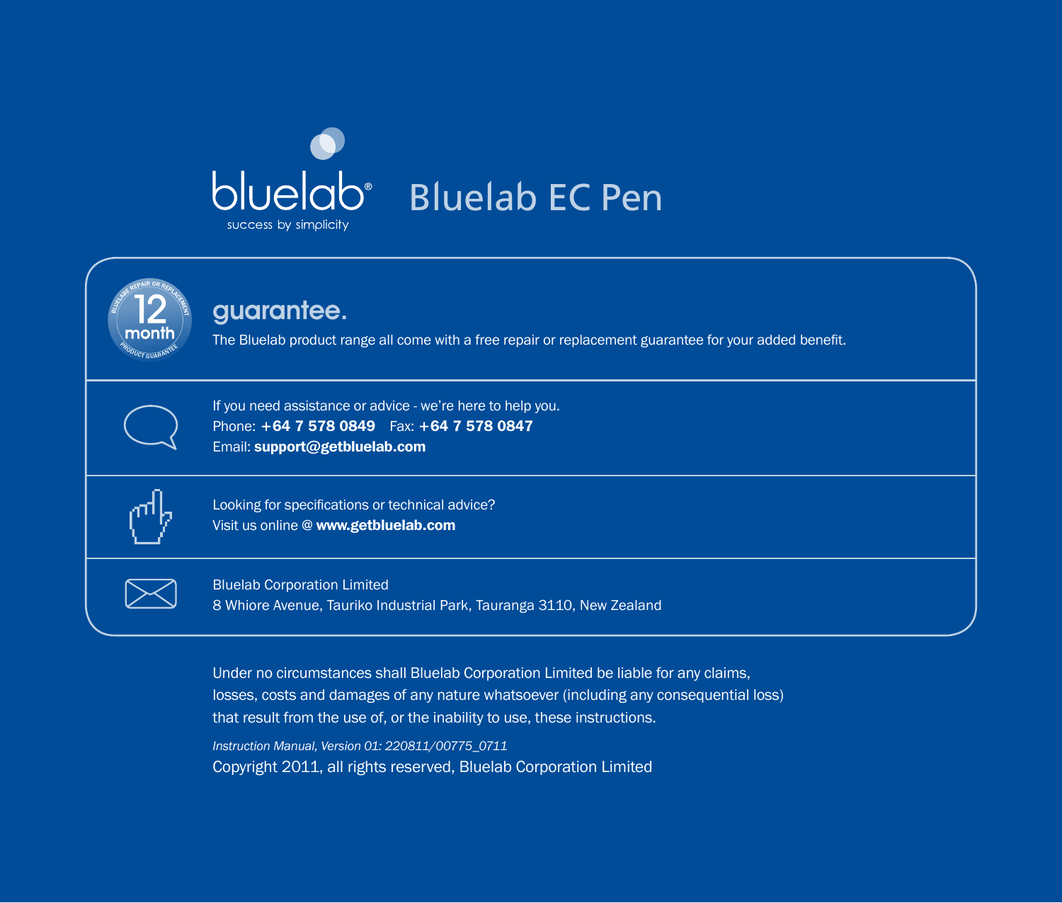bluelab®

success by simplicity

# Bluelab EC Pen

12 month

BLUELAB REPAIR OR REPLACEMENT PRODUCT GUARANTEE

## guarantee.

The Bluelab product range all come with a free repair or replacement guarantee for your added benefit.

If you need assistance or advice - we're here to help you.
Phone: **+64 7 578 0849** Fax: **+64 7 578 0847**
Email: **support@getbluelab.com**

Looking for specifications or technical advice?
Visit us online @ **www.getbluelab.com**

Bluelab Corporation Limited
8 Whiore Avenue, Tauriko Industrial Park, Tauranga 3110, New Zealand

Under no circumstances shall Bluelab Corporation Limited be liable for any claims, losses, costs and damages of any nature whatsoever (including any consequential loss) that result from the use of, or the inability to use, these instructions.

*Instruction Manual, Version 01: 220811/00775_0711*

Copyright 2011, all rights reserved, Bluelab Corporation Limited